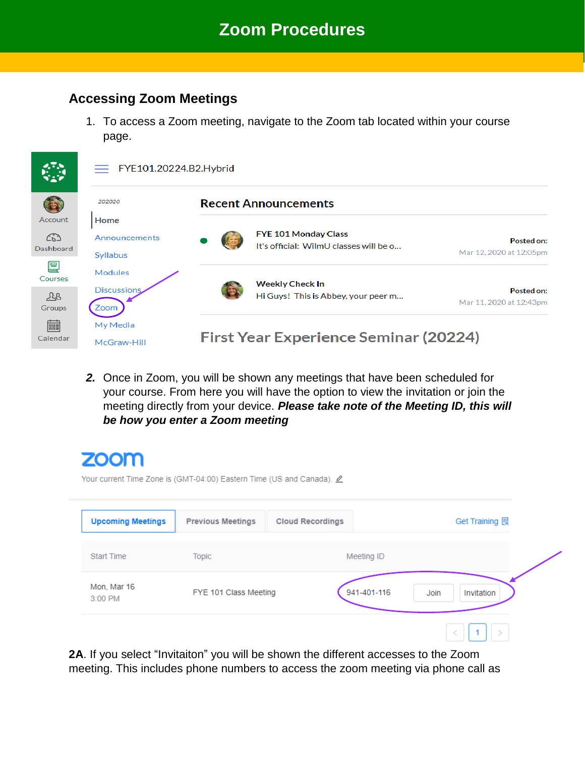# Zoom Procedures

## Accessing Zoom Meetings

1. To access a Zoom meeting, navigate to the Zoom tab located within your course page.

2. Once in Zoom, you will be shown any meetings that have been scheduled for your course. From here you will have the option to view the invitation or join the meeting directly from your device. ***Please take note of the Meeting ID, this will be how you enter a Zoom meeting***

**2A**. If you select "Invitaiton" you will be shown the different accesses to the Zoom meeting. This includes phone numbers to access the zoom meeting via phone call as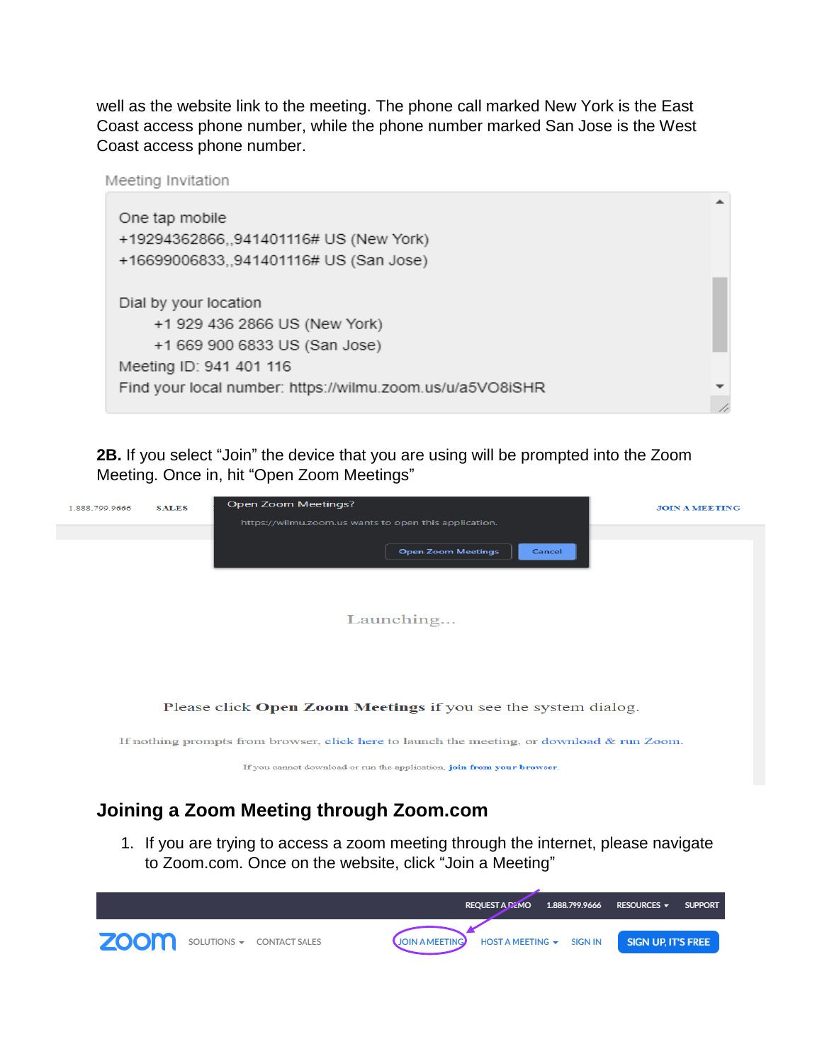well as the website link to the meeting. The phone call marked New York is the East Coast access phone number, while the phone number marked San Jose is the West Coast access phone number.

Meeting Invitation

```
One tap mobile
+19294362866,,941401116# US (New York)
+16699006833,,941401116# US (San Jose)

Dial by your location
      +1 929 436 2866 US (New York)
      +1 669 900 6833 US (San Jose)
Meeting ID: 941 401 116
Find your local number: https://wilmu.zoom.us/u/a5VO8iSHR
```

**2B.** If you select "Join" the device that you are using will be prompted into the Zoom Meeting. Once in, hit "Open Zoom Meetings"

1.888.799.9666 SALES | JOIN A MEETING

Open Zoom Meetings?

https://wilmu.zoom.us wants to open this application.

Open Zoom Meetings | Cancel

Launching...

Please click **Open Zoom Meetings** if you see the system dialog.

If nothing prompts from browser, click here to launch the meeting, or download & run Zoom.

If you cannot download or run the application, join from your browser.

## Joining a Zoom Meeting through Zoom.com

1. If you are trying to access a zoom meeting through the internet, please navigate to Zoom.com. Once on the website, click "Join a Meeting"

REQUEST A DEMO 1.888.799.9666 RESOURCES SUPPORT

zoom SOLUTIONS CONTACT SALES JOIN A MEETING HOST A MEETING SIGN IN SIGN UP, IT'S FREE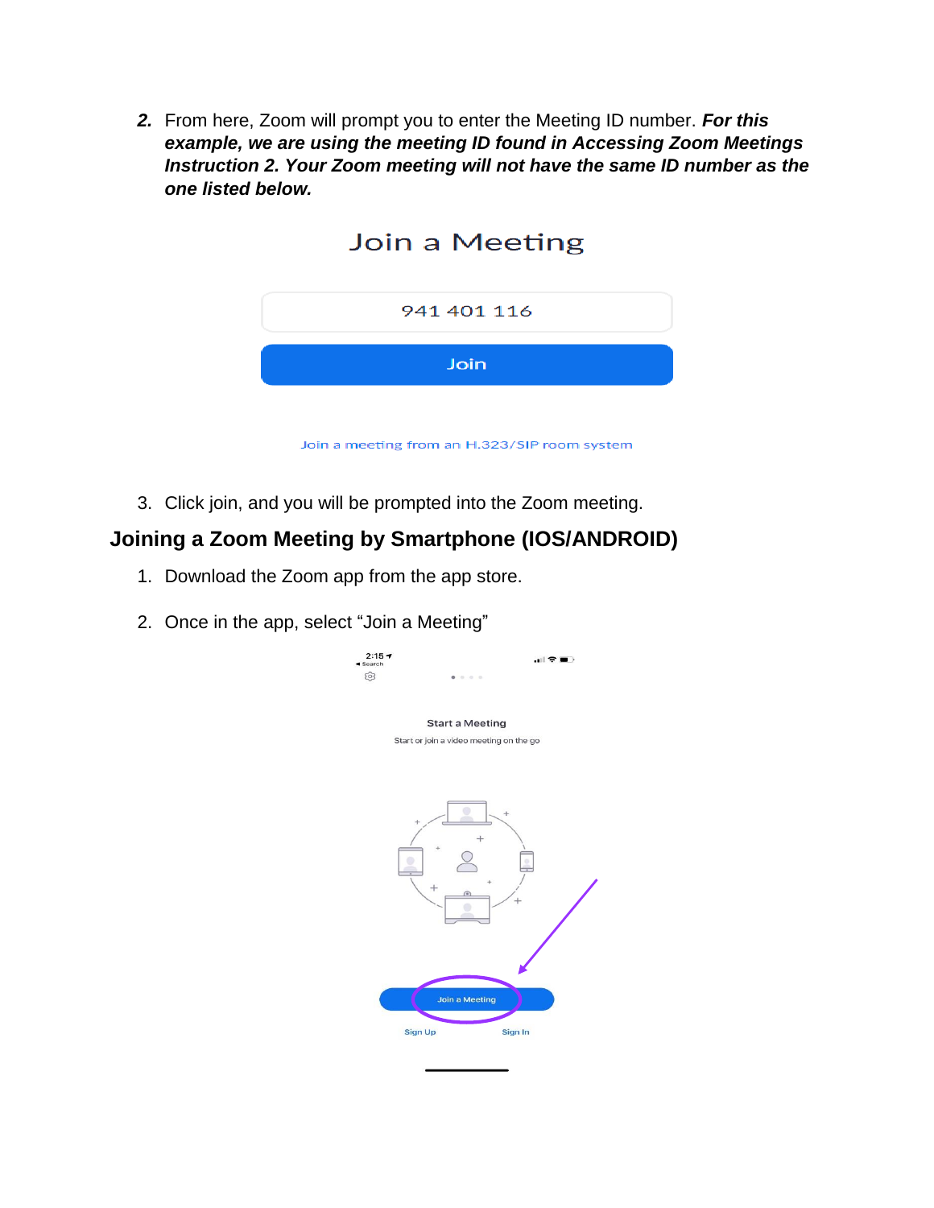2. From here, Zoom will prompt you to enter the Meeting ID number. ***For this example, we are using the meeting ID found in Accessing Zoom Meetings Instruction 2. Your Zoom meeting will not have the same ID number as the one listed below.***

3. Click join, and you will be prompted into the Zoom meeting.

## Joining a Zoom Meeting by Smartphone (IOS/ANDROID)

1. Download the Zoom app from the app store.

2. Once in the app, select "Join a Meeting"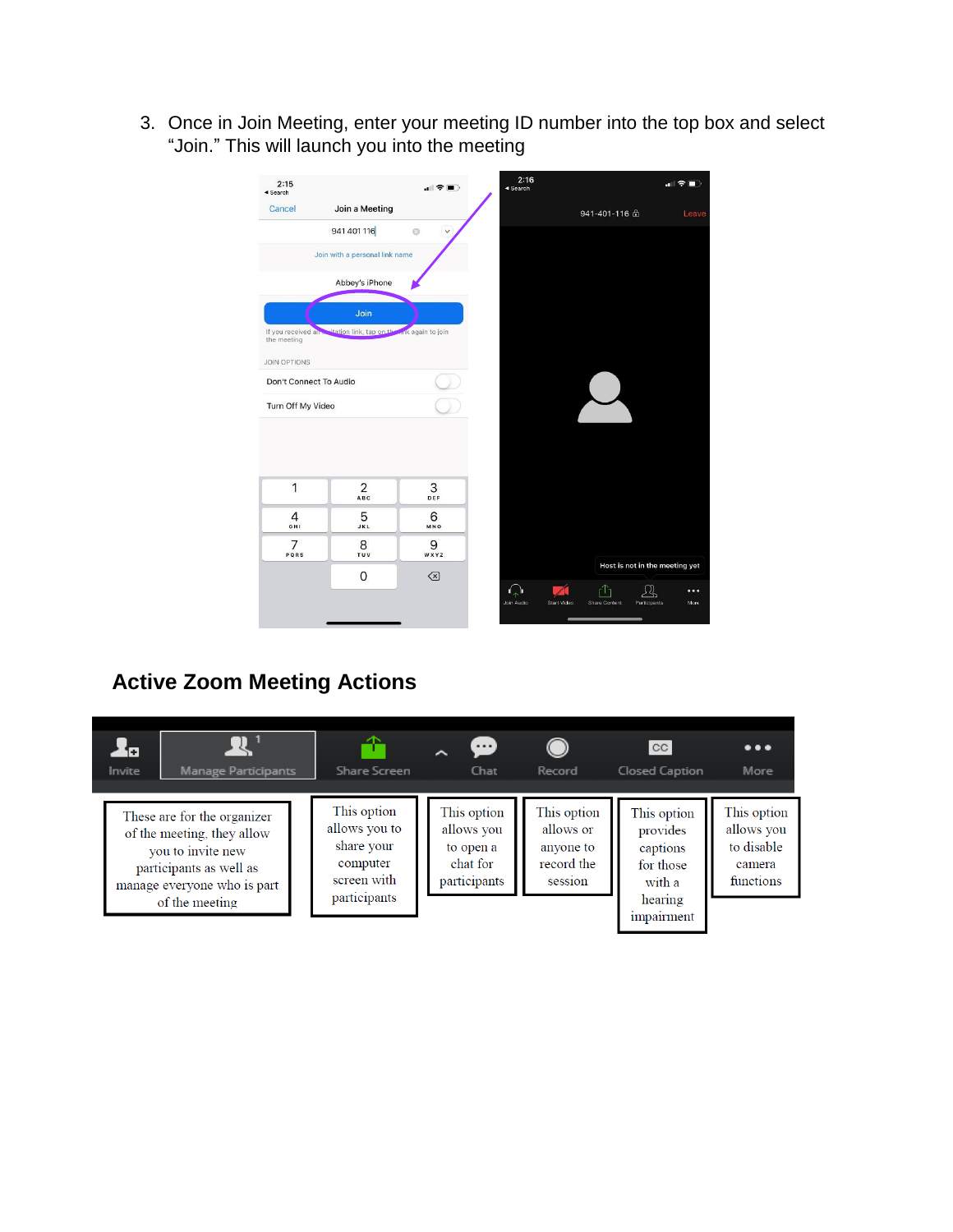3. Once in Join Meeting, enter your meeting ID number into the top box and select "Join." This will launch you into the meeting

## Active Zoom Meeting Actions

| Invite / Manage Participants | Share Screen | Chat | Record | Closed Caption | More |
| --- | --- | --- | --- | --- | --- |
| These are for the organizer of the meeting, they allow you to invite new participants as well as manage everyone who is part of the meeting | This option allows you to share your computer screen with participants | This option allows you to open a chat for participants | This option allows or anyone to record the session | This option provides captions for those with a hearing impairment | This option allows you to disable camera functions |